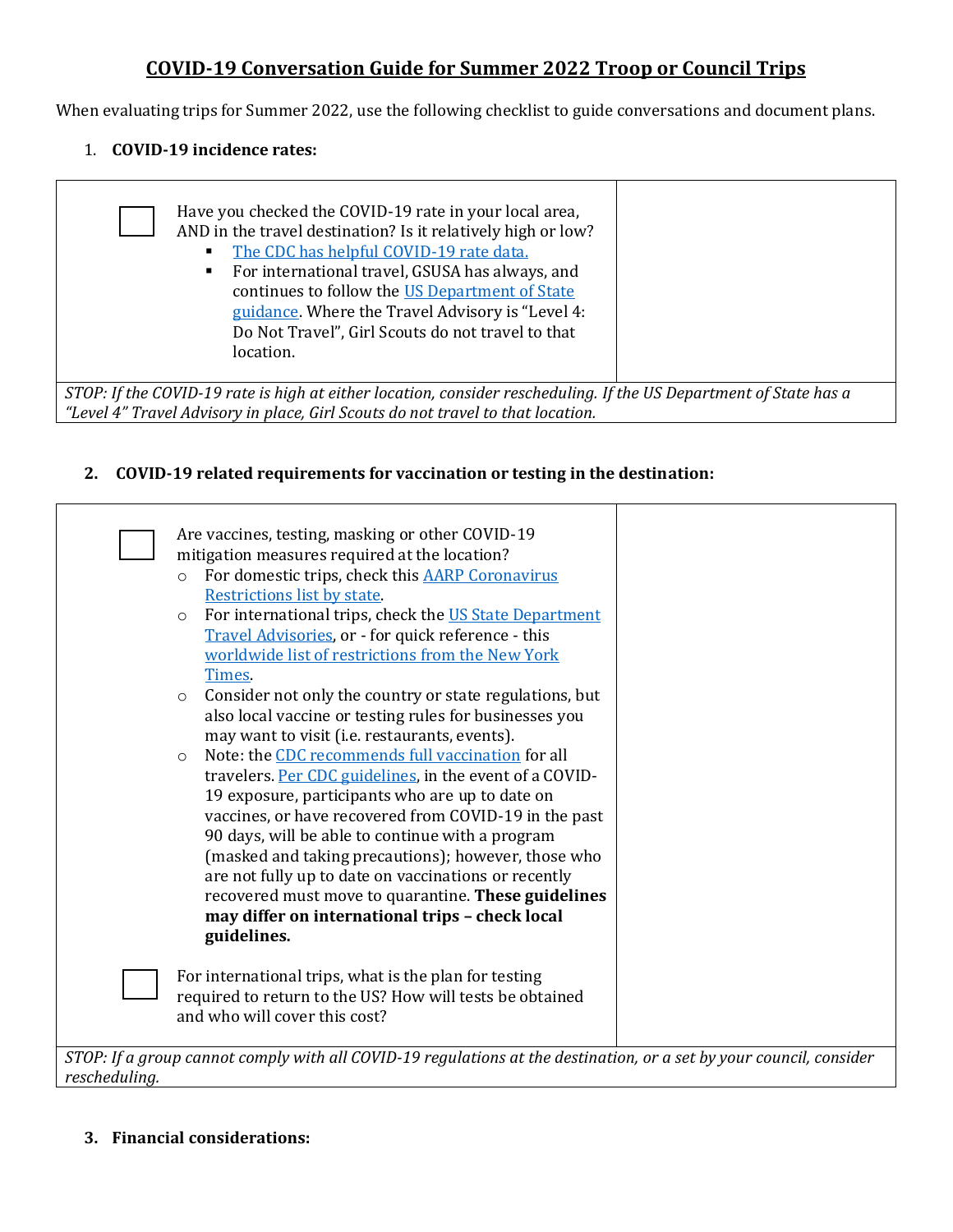# COVID-19 Conversation Guide for Summer 2022 Troop or Council Trips

When evaluating trips for Summer 2022, use the following checklist to guide conversations and document plans.

1. **COVID-19 incidence rates:**

| | |
|---|---|
| ☐ Have you checked the COVID-19 rate in your local area, AND in the travel destination? Is it relatively high or low?<br>▪ The CDC has helpful COVID-19 rate data.<br>▪ For international travel, GSUSA has always, and continues to follow the US Department of State guidance. Where the Travel Advisory is "Level 4: Do Not Travel", Girl Scouts do not travel to that location. | |
| *STOP: If the COVID-19 rate is high at either location, consider rescheduling. If the US Department of State has a "Level 4" Travel Advisory in place, Girl Scouts do not travel to that location.* | |

2. **COVID-19 related requirements for vaccination or testing in the destination:**

| | |
|---|---|
| ☐ Are vaccines, testing, masking or other COVID-19 mitigation measures required at the location?<br>○ For domestic trips, check this AARP Coronavirus Restrictions list by state.<br>○ For international trips, check the US State Department Travel Advisories, or - for quick reference - this worldwide list of restrictions from the New York Times.<br>○ Consider not only the country or state regulations, but also local vaccine or testing rules for businesses you may want to visit (i.e. restaurants, events).<br>○ Note: the CDC recommends full vaccination for all travelers. Per CDC guidelines, in the event of a COVID-19 exposure, participants who are up to date on vaccines, or have recovered from COVID-19 in the past 90 days, will be able to continue with a program (masked and taking precautions); however, those who are not fully up to date on vaccinations or recently recovered must move to quarantine. **These guidelines may differ on international trips – check local guidelines.** | |
| ☐ For international trips, what is the plan for testing required to return to the US? How will tests be obtained and who will cover this cost? | |
| *STOP: If a group cannot comply with all COVID-19 regulations at the destination, or a set by your council, consider rescheduling.* | |

3. **Financial considerations:**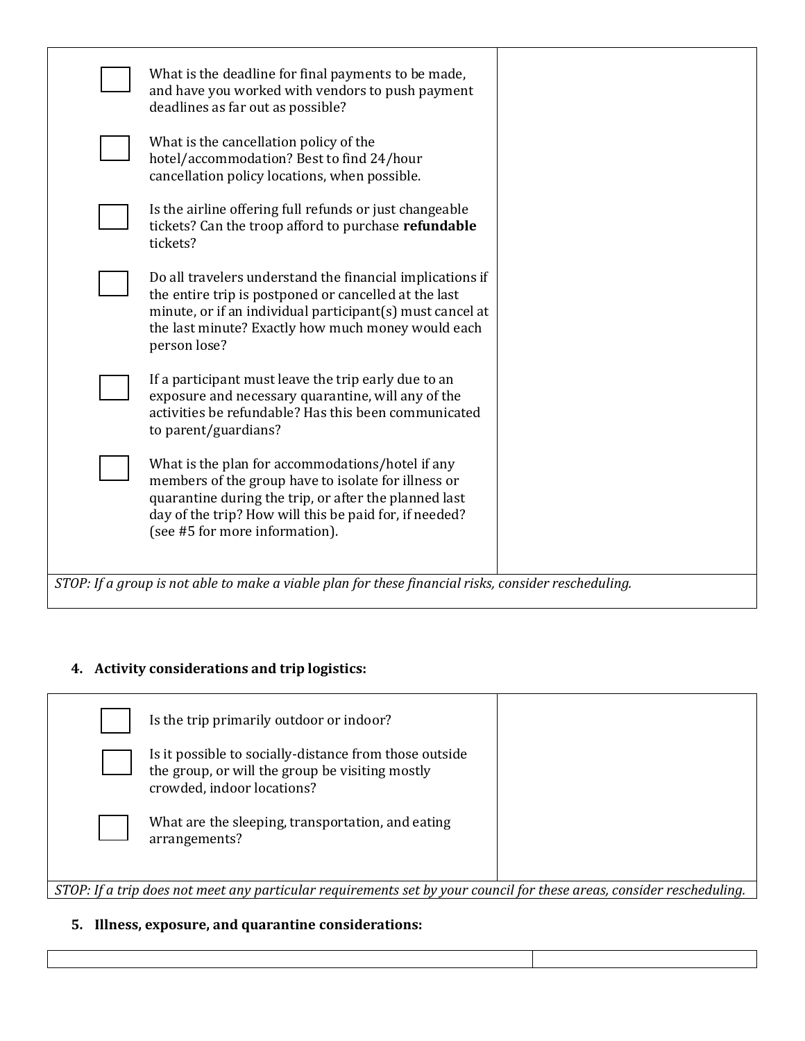| | |
|---|---|
| ☐ What is the deadline for final payments to be made, and have you worked with vendors to push payment deadlines as far out as possible?<br><br>☐ What is the cancellation policy of the hotel/accommodation? Best to find 24/hour cancellation policy locations, when possible.<br><br>☐ Is the airline offering full refunds or just changeable tickets? Can the troop afford to purchase **refundable** tickets?<br><br>☐ Do all travelers understand the financial implications if the entire trip is postponed or cancelled at the last minute, or if an individual participant(s) must cancel at the last minute? Exactly how much money would each person lose?<br><br>☐ If a participant must leave the trip early due to an exposure and necessary quarantine, will any of the activities be refundable? Has this been communicated to parent/guardians?<br><br>☐ What is the plan for accommodations/hotel if any members of the group have to isolate for illness or quarantine during the trip, or after the planned last day of the trip? How will this be paid for, if needed? (see #5 for more information). | |
| *STOP: If a group is not able to make a viable plan for these financial risks, consider rescheduling.* | |

4. **Activity considerations and trip logistics:**

| | |
|---|---|
| ☐ Is the trip primarily outdoor or indoor?<br><br>☐ Is it possible to socially-distance from those outside the group, or will the group be visiting mostly crowded, indoor locations?<br><br>☐ What are the sleeping, transportation, and eating arrangements? | |
| *STOP: If a trip does not meet any particular requirements set by your council for these areas, consider rescheduling.* | |

5. **Illness, exposure, and quarantine considerations:**

| | |
|---|---|
| | |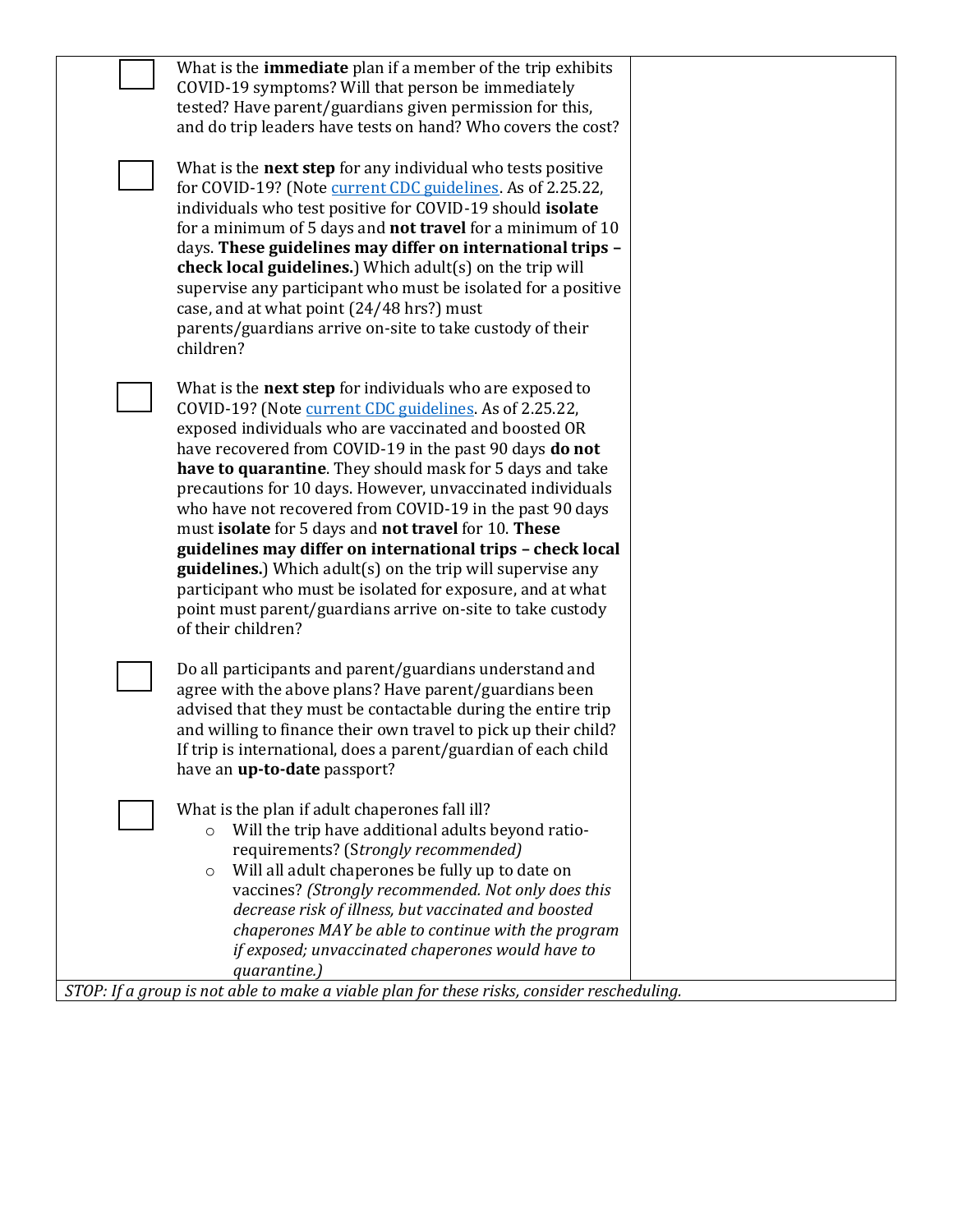| | | |
|---|---|---|
| ☐ | What is the **immediate** plan if a member of the trip exhibits COVID-19 symptoms? Will that person be immediately tested? Have parent/guardians given permission for this, and do trip leaders have tests on hand? Who covers the cost? | |
| ☐ | What is the **next step** for any individual who tests positive for COVID-19? (Note [current CDC guidelines](). As of 2.25.22, individuals who test positive for COVID-19 should **isolate** for a minimum of 5 days and **not travel** for a minimum of 10 days. **These guidelines may differ on international trips – check local guidelines.**) Which adult(s) on the trip will supervise any participant who must be isolated for a positive case, and at what point (24/48 hrs?) must parents/guardians arrive on-site to take custody of their children? | |
| ☐ | What is the **next step** for individuals who are exposed to COVID-19? (Note [current CDC guidelines](). As of 2.25.22, exposed individuals who are vaccinated and boosted OR have recovered from COVID-19 in the past 90 days **do not have to quarantine**. They should mask for 5 days and take precautions for 10 days. However, unvaccinated individuals who have not recovered from COVID-19 in the past 90 days must **isolate** for 5 days and **not travel** for 10. **These guidelines may differ on international trips – check local guidelines.**) Which adult(s) on the trip will supervise any participant who must be isolated for exposure, and at what point must parent/guardians arrive on-site to take custody of their children? | |
| ☐ | Do all participants and parent/guardians understand and agree with the above plans? Have parent/guardians been advised that they must be contactable during the entire trip and willing to finance their own travel to pick up their child? If trip is international, does a parent/guardian of each child have an **up-to-date** passport? | |
| ☐ | What is the plan if adult chaperones fall ill?<br>○ Will the trip have additional adults beyond ratio-requirements? (S*trongly recommended)*<br>○ Will all adult chaperones be fully up to date on vaccines? *(Strongly recommended. Not only does this decrease risk of illness, but vaccinated and boosted chaperones MAY be able to continue with the program if exposed; unvaccinated chaperones would have to quarantine.)* | |
| *STOP: If a group is not able to make a viable plan for these risks, consider rescheduling.* | | |